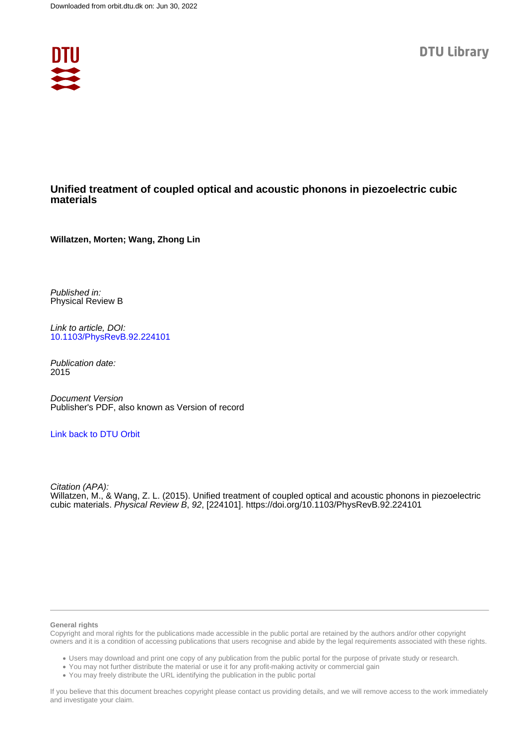Downloaded from orbit.dtu.dk on: Jun 30, 2022

DTU Library

# Unified treatment of coupled optical and acoustic phonons in piezoelectric cubic materials

**Willatzen, Morten; Wang, Zhong Lin**

*Published in:*
Physical Review B

*Link to article, DOI:*
10.1103/PhysRevB.92.224101

*Publication date:*
2015

*Document Version*
Publisher's PDF, also known as Version of record

Link back to DTU Orbit

*Citation (APA):*
Willatzen, M., & Wang, Z. L. (2015). Unified treatment of coupled optical and acoustic phonons in piezoelectric cubic materials. *Physical Review B*, *92*, [224101]. https://doi.org/10.1103/PhysRevB.92.224101

**General rights**

Copyright and moral rights for the publications made accessible in the public portal are retained by the authors and/or other copyright owners and it is a condition of accessing publications that users recognise and abide by the legal requirements associated with these rights.

- Users may download and print one copy of any publication from the public portal for the purpose of private study or research.
- You may not further distribute the material or use it for any profit-making activity or commercial gain
- You may freely distribute the URL identifying the publication in the public portal

If you believe that this document breaches copyright please contact us providing details, and we will remove access to the work immediately and investigate your claim.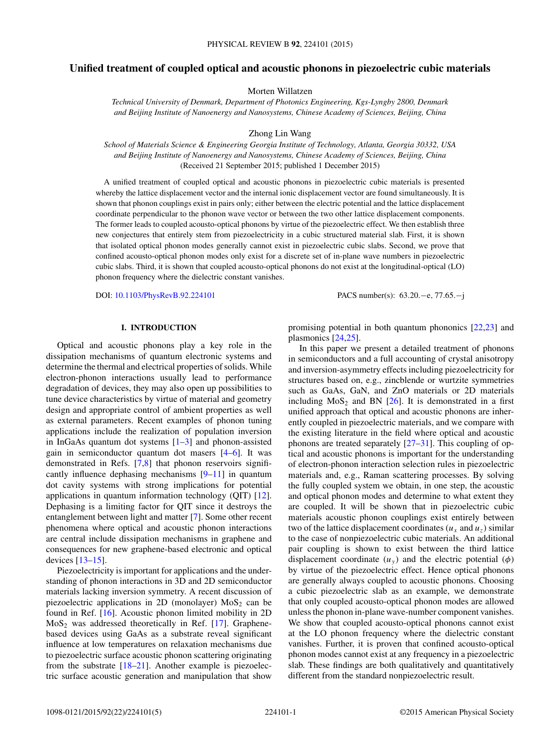# Unified treatment of coupled optical and acoustic phonons in piezoelectric cubic materials

Morten Willatzen

*Technical University of Denmark, Department of Photonics Engineering, Kgs-Lyngby 2800, Denmark and Beijing Institute of Nanoenergy and Nanosystems, Chinese Academy of Sciences, Beijing, China*

Zhong Lin Wang

*School of Materials Science & Engineering Georgia Institute of Technology, Atlanta, Georgia 30332, USA and Beijing Institute of Nanoenergy and Nanosystems, Chinese Academy of Sciences, Beijing, China*

(Received 21 September 2015; published 1 December 2015)

A unified treatment of coupled optical and acoustic phonons in piezoelectric cubic materials is presented whereby the lattice displacement vector and the internal ionic displacement vector are found simultaneously. It is shown that phonon couplings exist in pairs only; either between the electric potential and the lattice displacement coordinate perpendicular to the phonon wave vector or between the two other lattice displacement components. The former leads to coupled acousto-optical phonons by virtue of the piezoelectric effect. We then establish three new conjectures that entirely stem from piezoelectricity in a cubic structured material slab. First, it is shown that isolated optical phonon modes generally cannot exist in piezoelectric cubic slabs. Second, we prove that confined acousto-optical phonon modes only exist for a discrete set of in-plane wave numbers in piezoelectric cubic slabs. Third, it is shown that coupled acousto-optical phonons do not exist at the longitudinal-optical (LO) phonon frequency where the dielectric constant vanishes.

DOI: 10.1103/PhysRevB.92.224101 PACS number(s): 63.20.−e, 77.65.−j

## I. INTRODUCTION

Optical and acoustic phonons play a key role in the dissipation mechanisms of quantum electronic systems and determine the thermal and electrical properties of solids. While electron-phonon interactions usually lead to performance degradation of devices, they may also open up possibilities to tune device characteristics by virtue of material and geometry design and appropriate control of ambient properties as well as external parameters. Recent examples of phonon tuning applications include the realization of population inversion in InGaAs quantum dot systems [1–3] and phonon-assisted gain in semiconductor quantum dot masers [4–6]. It was demonstrated in Refs. [7,8] that phonon reservoirs significantly influence dephasing mechanisms [9–11] in quantum dot cavity systems with strong implications for potential applications in quantum information technology (QIT) [12]. Dephasing is a limiting factor for QIT since it destroys the entanglement between light and matter [7]. Some other recent phenomena where optical and acoustic phonon interactions are central include dissipation mechanisms in graphene and consequences for new graphene-based electronic and optical devices [13–15].

Piezoelectricity is important for applications and the understanding of phonon interactions in 3D and 2D semiconductor materials lacking inversion symmetry. A recent discussion of piezoelectric applications in 2D (monolayer) $MoS_2$ can be found in Ref. [16]. Acoustic phonon limited mobility in 2D $MoS_2$ was addressed theoretically in Ref. [17]. Graphene-based devices using GaAs as a substrate reveal significant influence at low temperatures on relaxation mechanisms due to piezoelectric surface acoustic phonon scattering originating from the substrate [18–21]. Another example is piezoelectric surface acoustic generation and manipulation that show promising potential in both quantum phononics [22,23] and plasmonics [24,25].

In this paper we present a detailed treatment of phonons in semiconductors and a full accounting of crystal anisotropy and inversion-asymmetry effects including piezoelectricity for structures based on, e.g., zincblende or wurtzite symmetries such as GaAs, GaN, and ZnO materials or 2D materials including $MoS_2$ and BN [26]. It is demonstrated in a first unified approach that optical and acoustic phonons are inherently coupled in piezoelectric materials, and we compare with the existing literature in the field where optical and acoustic phonons are treated separately [27–31]. This coupling of optical and acoustic phonons is important for the understanding of electron-phonon interaction selection rules in piezoelectric materials and, e.g., Raman scattering processes. By solving the fully coupled system we obtain, in one step, the acoustic and optical phonon modes and determine to what extent they are coupled. It will be shown that in piezoelectric cubic materials acoustic phonon couplings exist entirely between two of the lattice displacement coordinates ($u_x$ and $u_z$) similar to the case of nonpiezoelectric cubic materials. An additional pair coupling is shown to exist between the third lattice displacement coordinate ($u_y$) and the electric potential ($\phi$) by virtue of the piezoelectric effect. Hence optical phonons are generally always coupled to acoustic phonons. Choosing a cubic piezoelectric slab as an example, we demonstrate that only coupled acousto-optical phonon modes are allowed unless the phonon in-plane wave-number component vanishes. We show that coupled acousto-optical phonons cannot exist at the LO phonon frequency where the dielectric constant vanishes. Further, it is proven that confined acousto-optical phonon modes cannot exist at any frequency in a piezoelectric slab. These findings are both qualitatively and quantitatively different from the standard nonpiezoelectric result.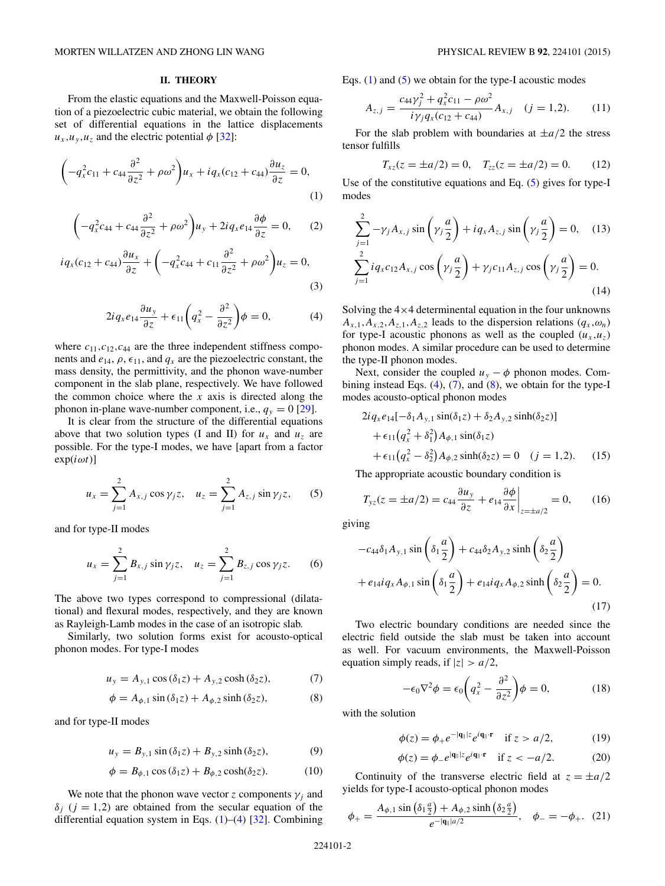## II. THEORY

From the elastic equations and the Maxwell-Poisson equation of a piezoelectric cubic material, we obtain the following set of differential equations in the lattice displacements $u_x, u_y, u_z$ and the electric potential $\phi$ [32]:

$$\left(-q_x^2 c_{11} + c_{44}\frac{\partial^2}{\partial z^2} + \rho\omega^2\right)u_x + iq_x(c_{12}+c_{44})\frac{\partial u_z}{\partial z} = 0, \tag{1}$$

$$\left(-q_x^2 c_{44} + c_{44}\frac{\partial^2}{\partial z^2} + \rho\omega^2\right)u_y + 2iq_x e_{14}\frac{\partial \phi}{\partial z} = 0, \tag{2}$$

$$iq_x(c_{12}+c_{44})\frac{\partial u_x}{\partial z} + \left(-q_x^2 c_{44} + c_{11}\frac{\partial^2}{\partial z^2} + \rho\omega^2\right)u_z = 0, \tag{3}$$

$$2iq_x e_{14}\frac{\partial u_y}{\partial z} + \epsilon_{11}\left(q_x^2 - \frac{\partial^2}{\partial z^2}\right)\phi = 0, \tag{4}$$

where $c_{11}, c_{12}, c_{44}$ are the three independent stiffness components and $e_{14}$, $\rho$, $\epsilon_{11}$, and $q_x$ are the piezoelectric constant, the mass density, the permittivity, and the phonon wave-number component in the slab plane, respectively. We have followed the common choice where the $x$ axis is directed along the phonon in-plane wave-number component, i.e., $q_y = 0$ [29].

It is clear from the structure of the differential equations above that two solution types (I and II) for $u_x$ and $u_z$ are possible. For the type-I modes, we have [apart from a factor $\exp(i\omega t)$]

$$u_x = \sum_{j=1}^{2} A_{x,j}\cos\gamma_j z, \quad u_z = \sum_{j=1}^{2} A_{z,j}\sin\gamma_j z, \tag{5}$$

and for type-II modes

$$u_x = \sum_{j=1}^{2} B_{x,j}\sin\gamma_j z, \quad u_z = \sum_{j=1}^{2} B_{z,j}\cos\gamma_j z. \tag{6}$$

The above two types correspond to compressional (dilatational) and flexural modes, respectively, and they are known as Rayleigh-Lamb modes in the case of an isotropic slab.

Similarly, two solution forms exist for acousto-optical phonon modes. For type-I modes

$$u_y = A_{y,1}\cos(\delta_1 z) + A_{y,2}\cosh(\delta_2 z), \tag{7}$$

$$\phi = A_{\phi,1}\sin(\delta_1 z) + A_{\phi,2}\sinh(\delta_2 z), \tag{8}$$

and for type-II modes

$$u_y = B_{y,1}\sin(\delta_1 z) + B_{y,2}\sinh(\delta_2 z), \tag{9}$$

$$\phi = B_{\phi,1}\cos(\delta_1 z) + B_{\phi,2}\cosh(\delta_2 z). \tag{10}$$

We note that the phonon wave vector $z$ components $\gamma_j$ and $\delta_j$ $(j = 1,2)$ are obtained from the secular equation of the differential equation system in Eqs. (1)–(4) [32]. Combining Eqs. (1) and (5) we obtain for the type-I acoustic modes

$$A_{z,j} = \frac{c_{44}\gamma_j^2 + q_x^2 c_{11} - \rho\omega^2}{i\gamma_j q_x(c_{12}+c_{44})}A_{x,j} \quad (j = 1,2). \tag{11}$$

For the slab problem with boundaries at $\pm a/2$ the stress tensor fulfills

$$T_{xz}(z = \pm a/2) = 0, \quad T_{zz}(z = \pm a/2) = 0. \tag{12}$$

Use of the constitutive equations and Eq. (5) gives for type-I modes

$$\sum_{j=1}^{2} -\gamma_j A_{x,j}\sin\left(\gamma_j\frac{a}{2}\right) + iq_x A_{z,j}\sin\left(\gamma_j\frac{a}{2}\right) = 0, \tag{13}$$

$$\sum_{j=1}^{2} iq_x c_{12}A_{x,j}\cos\left(\gamma_j\frac{a}{2}\right) + \gamma_j c_{11}A_{z,j}\cos\left(\gamma_j\frac{a}{2}\right) = 0. \tag{14}$$

Solving the 4×4 determinental equation in the four unknowns $A_{x,1}, A_{x,2}, A_{z,1}, A_{z,2}$ leads to the dispersion relations $(q_x, \omega_n)$ for type-I acoustic phonons as well as the coupled $(u_x, u_z)$ phonon modes. A similar procedure can be used to determine the type-II phonon modes.

Next, consider the coupled $u_y - \phi$ phonon modes. Combining instead Eqs. (4), (7), and (8), we obtain for the type-I modes acousto-optical phonon modes

$$\begin{aligned} &2iq_x e_{14}[-\delta_1 A_{y,1}\sin(\delta_1 z) + \delta_2 A_{y,2}\sinh(\delta_2 z)] \\ &\quad + \epsilon_{11}\left(q_x^2 + \delta_1^2\right)A_{\phi,1}\sin(\delta_1 z) \\ &\quad + \epsilon_{11}\left(q_x^2 - \delta_2^2\right)A_{\phi,2}\sinh(\delta_2 z) = 0 \quad (j = 1,2). \end{aligned} \tag{15}$$

The appropriate acoustic boundary condition is

$$T_{yz}(z = \pm a/2) = c_{44}\frac{\partial u_y}{\partial z} + e_{14}\frac{\partial \phi}{\partial x}\bigg|_{z=\pm a/2} = 0, \tag{16}$$

giving

$$\begin{aligned} &-c_{44}\delta_1 A_{y,1}\sin\left(\delta_1\frac{a}{2}\right) + c_{44}\delta_2 A_{y,2}\sinh\left(\delta_2\frac{a}{2}\right) \\ &\quad + e_{14}iq_x A_{\phi,1}\sin\left(\delta_1\frac{a}{2}\right) + e_{14}iq_x A_{\phi,2}\sinh\left(\delta_2\frac{a}{2}\right) = 0. \end{aligned} \tag{17}$$

Two electric boundary conditions are needed since the electric field outside the slab must be taken into account as well. For vacuum environments, the Maxwell-Poisson equation simply reads, if $|z| > a/2$,

$$-\epsilon_0\nabla^2\phi = \epsilon_0\left(q_x^2 - \frac{\partial^2}{\partial z^2}\right)\phi = 0, \tag{18}$$

with the solution

$$\phi(z) = \phi_+ e^{-|\mathbf{q}_\parallel|z}e^{i\mathbf{q}_\parallel\cdot\mathbf{r}} \quad \text{if } z > a/2, \tag{19}$$

$$\phi(z) = \phi_- e^{|\mathbf{q}_\parallel|z}e^{i\mathbf{q}_\parallel\cdot\mathbf{r}} \quad \text{if } z < -a/2. \tag{20}$$

Continuity of the transverse electric field at $z = \pm a/2$ yields for type-I acousto-optical phonon modes

$$\phi_+ = \frac{A_{\phi,1}\sin\left(\delta_1\frac{a}{2}\right) + A_{\phi,2}\sinh\left(\delta_2\frac{a}{2}\right)}{e^{-|\mathbf{q}_\parallel|a/2}}, \quad \phi_- = -\phi_+. \tag{21}$$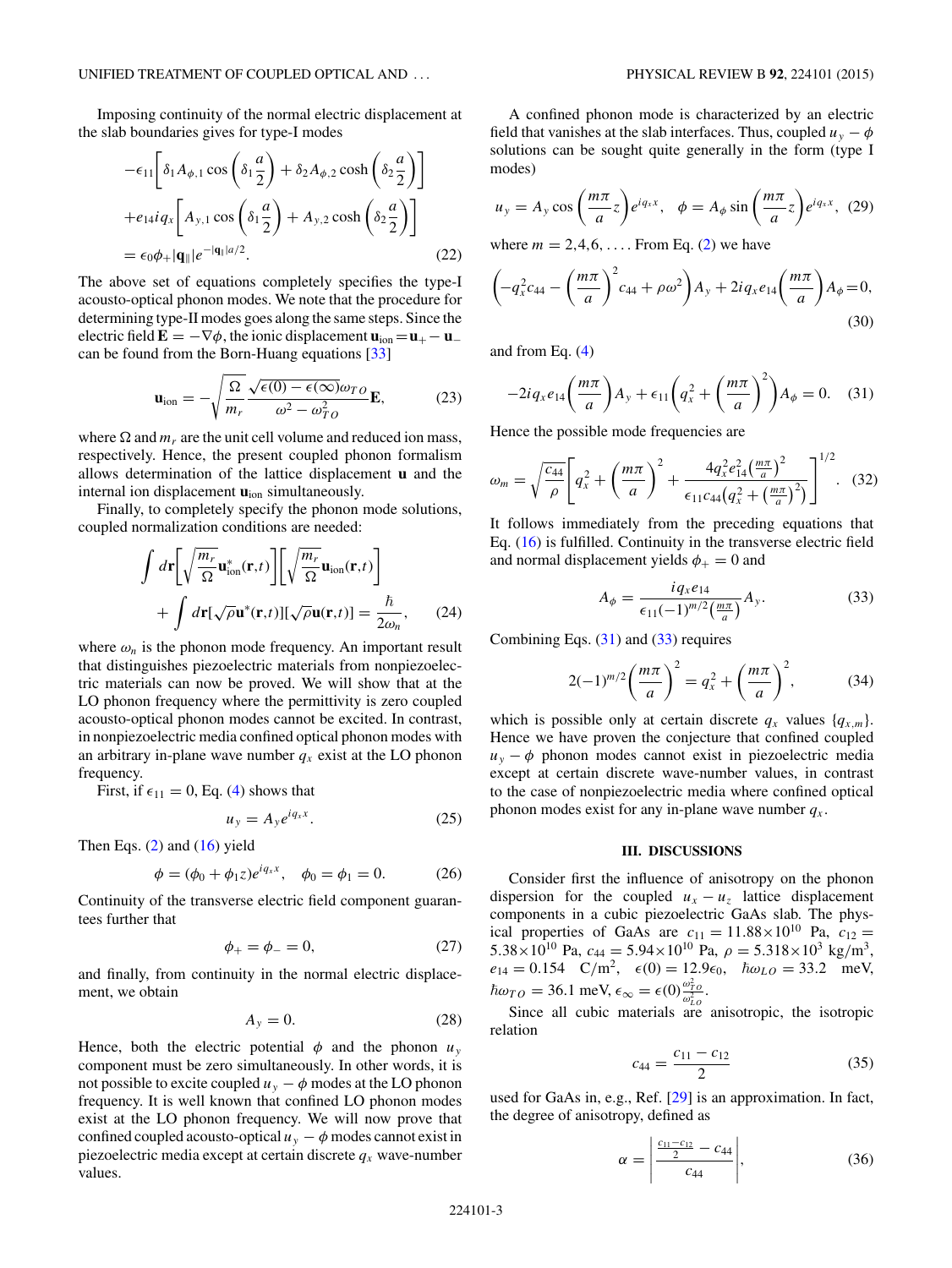Imposing continuity of the normal electric displacement at the slab boundaries gives for type-I modes

$$-\epsilon_{11}\left[\delta_1 A_{\phi,1}\cos\left(\delta_1\frac{a}{2}\right)+\delta_2 A_{\phi,2}\cosh\left(\delta_2\frac{a}{2}\right)\right]$$
$$+e_{14}iq_x\left[A_{y,1}\cos\left(\delta_1\frac{a}{2}\right)+A_{y,2}\cosh\left(\delta_2\frac{a}{2}\right)\right]$$
$$=\epsilon_0\phi_+|\mathbf{q}_\parallel|e^{-|\mathbf{q}_\parallel|a/2}. \quad (22)$$

The above set of equations completely specifies the type-I acousto-optical phonon modes. We note that the procedure for determining type-II modes goes along the same steps. Since the electric field $\mathbf{E}=-\nabla\phi$, the ionic displacement $\mathbf{u}_{\rm ion}=\mathbf{u}_+-\mathbf{u}_-$ can be found from the Born-Huang equations [33]

$$\mathbf{u}_{\rm ion}=-\sqrt{\frac{\Omega}{m_r}}\frac{\sqrt{\epsilon(0)-\epsilon(\infty)}\omega_{TO}}{\omega^2-\omega_{TO}^2}\mathbf{E}, \quad (23)$$

where $\Omega$ and $m_r$ are the unit cell volume and reduced ion mass, respectively. Hence, the present coupled phonon formalism allows determination of the lattice displacement $\mathbf{u}$ and the internal ion displacement $\mathbf{u}_{\rm ion}$ simultaneously.

Finally, to completely specify the phonon mode solutions, coupled normalization conditions are needed:

$$\int d\mathbf{r}\left[\sqrt{\frac{m_r}{\Omega}}\mathbf{u}^*_{\rm ion}(\mathbf{r},t)\right]\left[\sqrt{\frac{m_r}{\Omega}}\mathbf{u}_{\rm ion}(\mathbf{r},t)\right]$$
$$+\int d\mathbf{r}[\sqrt{\rho}\mathbf{u}^*(\mathbf{r},t)][\sqrt{\rho}\mathbf{u}(\mathbf{r},t)]=\frac{\hbar}{2\omega_n}, \quad (24)$$

where $\omega_n$ is the phonon mode frequency. An important result that distinguishes piezoelectric materials from nonpiezoelectric materials can now be proved. We will show that at the LO phonon frequency where the permittivity is zero coupled acousto-optical phonon modes cannot be excited. In contrast, in nonpiezoelectric media confined optical phonon modes with an arbitrary in-plane wave number $q_x$ exist at the LO phonon frequency.

First, if $\epsilon_{11}=0$, Eq. (4) shows that

$$u_y=A_y e^{iq_x x}. \quad (25)$$

Then Eqs. (2) and (16) yield

$$\phi=(\phi_0+\phi_1 z)e^{iq_x x},\quad \phi_0=\phi_1=0. \quad (26)$$

Continuity of the transverse electric field component guarantees further that

$$\phi_+=\phi_-=0, \quad (27)$$

and finally, from continuity in the normal electric displacement, we obtain

$$A_y=0. \quad (28)$$

Hence, both the electric potential $\phi$ and the phonon $u_y$ component must be zero simultaneously. In other words, it is not possible to excite coupled $u_y-\phi$ modes at the LO phonon frequency. It is well known that confined LO phonon modes exist at the LO phonon frequency. We will now prove that confined coupled acousto-optical $u_y-\phi$ modes cannot exist in piezoelectric media except at certain discrete $q_x$ wave-number values.

A confined phonon mode is characterized by an electric field that vanishes at the slab interfaces. Thus, coupled $u_y-\phi$ solutions can be sought quite generally in the form (type I modes)

$$u_y=A_y\cos\left(\frac{m\pi}{a}z\right)e^{iq_x x},\quad \phi=A_\phi\sin\left(\frac{m\pi}{a}z\right)e^{iq_x x}, \quad (29)$$

where $m=2,4,6,\ldots$. From Eq. (2) we have

$$\left(-q_x^2c_{44}-\left(\frac{m\pi}{a}\right)^2c_{44}+\rho\omega^2\right)A_y+2iq_xe_{14}\left(\frac{m\pi}{a}\right)A_\phi=0, \quad (30)$$

and from Eq. (4)

$$-2iq_xe_{14}\left(\frac{m\pi}{a}\right)A_y+\epsilon_{11}\left(q_x^2+\left(\frac{m\pi}{a}\right)^2\right)A_\phi=0. \quad (31)$$

Hence the possible mode frequencies are

$$\omega_m=\sqrt{\frac{c_{44}}{\rho}}\left[q_x^2+\left(\frac{m\pi}{a}\right)^2+\frac{4q_x^2e_{14}^2\left(\frac{m\pi}{a}\right)^2}{\epsilon_{11}c_{44}\left(q_x^2+\left(\frac{m\pi}{a}\right)^2\right)}\right]^{1/2}. \quad (32)$$

It follows immediately from the preceding equations that Eq. (16) is fulfilled. Continuity in the transverse electric field and normal displacement yields $\phi_+=0$ and

$$A_\phi=\frac{iq_xe_{14}}{\epsilon_{11}(-1)^{m/2}\left(\frac{m\pi}{a}\right)}A_y. \quad (33)$$

Combining Eqs. (31) and (33) requires

$$2(-1)^{m/2}\left(\frac{m\pi}{a}\right)^2=q_x^2+\left(\frac{m\pi}{a}\right)^2, \quad (34)$$

which is possible only at certain discrete $q_x$ values $\{q_{x,m}\}$. Hence we have proven the conjecture that confined coupled $u_y-\phi$ phonon modes cannot exist in piezoelectric media except at certain discrete wave-number values, in contrast to the case of nonpiezoelectric media where confined optical phonon modes exist for any in-plane wave number $q_x$.

## III. DISCUSSIONS

Consider first the influence of anisotropy on the phonon dispersion for the coupled $u_x-u_z$ lattice displacement components in a cubic piezoelectric GaAs slab. The physical properties of GaAs are $c_{11}=11.88\times10^{10}$ Pa, $c_{12}=5.38\times10^{10}$ Pa, $c_{44}=5.94\times10^{10}$ Pa, $\rho=5.318\times10^3$ kg/m$^3$, $e_{14}=0.154$ C/m$^2$, $\epsilon(0)=12.9\epsilon_0$, $\hbar\omega_{LO}=33.2$ meV, $\hbar\omega_{TO}=36.1$ meV, $\epsilon_\infty=\epsilon(0)\frac{\omega_{TO}^2}{\omega_{LO}^2}$.

Since all cubic materials are anisotropic, the isotropic relation

$$c_{44}=\frac{c_{11}-c_{12}}{2} \quad (35)$$

used for GaAs in, e.g., Ref. [29] is an approximation. In fact, the degree of anisotropy, defined as

$$\alpha=\left|\frac{\frac{c_{11}-c_{12}}{2}-c_{44}}{c_{44}}\right|, \quad (36)$$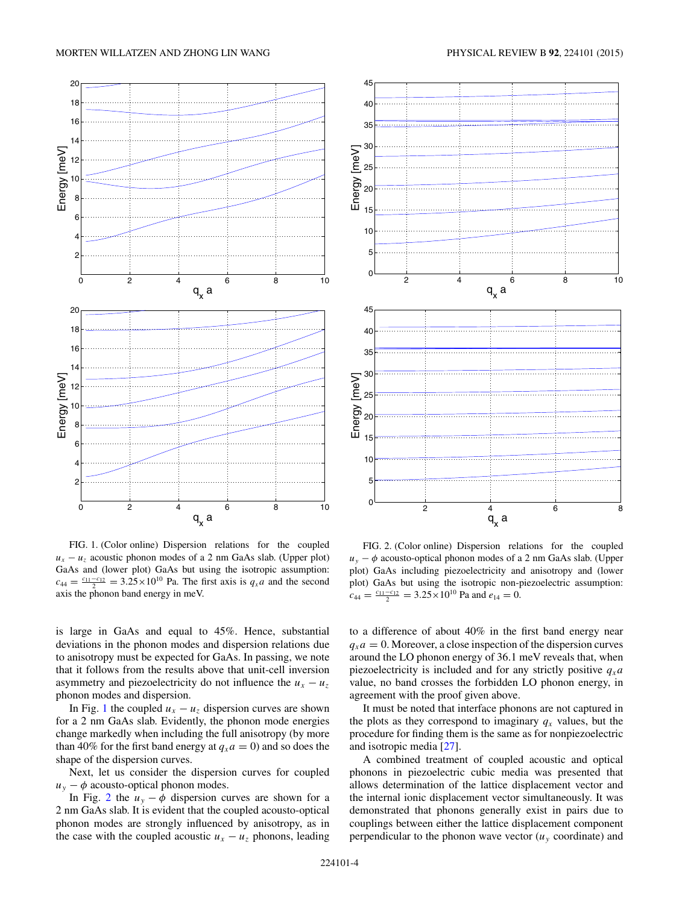FIG. 1. (Color online) Dispersion relations for the coupled $u_x - u_z$ acoustic phonon modes of a 2 nm GaAs slab. (Upper plot) GaAs and (lower plot) GaAs but using the isotropic assumption: $c_{44} = \frac{c_{11}-c_{12}}{2} = 3.25\times10^{10}$ Pa. The first axis is $q_x a$ and the second axis the phonon band energy in meV.

FIG. 2. (Color online) Dispersion relations for the coupled $u_y - \phi$ acousto-optical phonon modes of a 2 nm GaAs slab. (Upper plot) GaAs including piezoelectricity and anisotropy and (lower plot) GaAs but using the isotropic non-piezoelectric assumption: $c_{44} = \frac{c_{11}-c_{12}}{2} = 3.25\times10^{10}$ Pa and $e_{14} = 0$.

is large in GaAs and equal to 45%. Hence, substantial deviations in the phonon modes and dispersion relations due to anisotropy must be expected for GaAs. In passing, we note that it follows from the results above that unit-cell inversion asymmetry and piezoelectricity do not influence the $u_x - u_z$ phonon modes and dispersion.

In Fig. 1 the coupled $u_x - u_z$ dispersion curves are shown for a 2 nm GaAs slab. Evidently, the phonon mode energies change markedly when including the full anisotropy (by more than 40% for the first band energy at $q_x a = 0$) and so does the shape of the dispersion curves.

Next, let us consider the dispersion curves for coupled $u_y - \phi$ acousto-optical phonon modes.

In Fig. 2 the $u_y - \phi$ dispersion curves are shown for a 2 nm GaAs slab. It is evident that the coupled acousto-optical phonon modes are strongly influenced by anisotropy, as in the case with the coupled acoustic $u_x - u_z$ phonons, leading to a difference of about 40% in the first band energy near $q_x a = 0$. Moreover, a close inspection of the dispersion curves around the LO phonon energy of 36.1 meV reveals that, when piezoelectricity is included and for any strictly positive $q_x a$ value, no band crosses the forbidden LO phonon energy, in agreement with the proof given above.

It must be noted that interface phonons are not captured in the plots as they correspond to imaginary $q_x$ values, but the procedure for finding them is the same as for nonpiezoelectric and isotropic media [27].

A combined treatment of coupled acoustic and optical phonons in piezoelectric cubic media was presented that allows determination of the lattice displacement vector and the internal ionic displacement vector simultaneously. It was demonstrated that phonons generally exist in pairs due to couplings between either the lattice displacement component perpendicular to the phonon wave vector ($u_y$ coordinate) and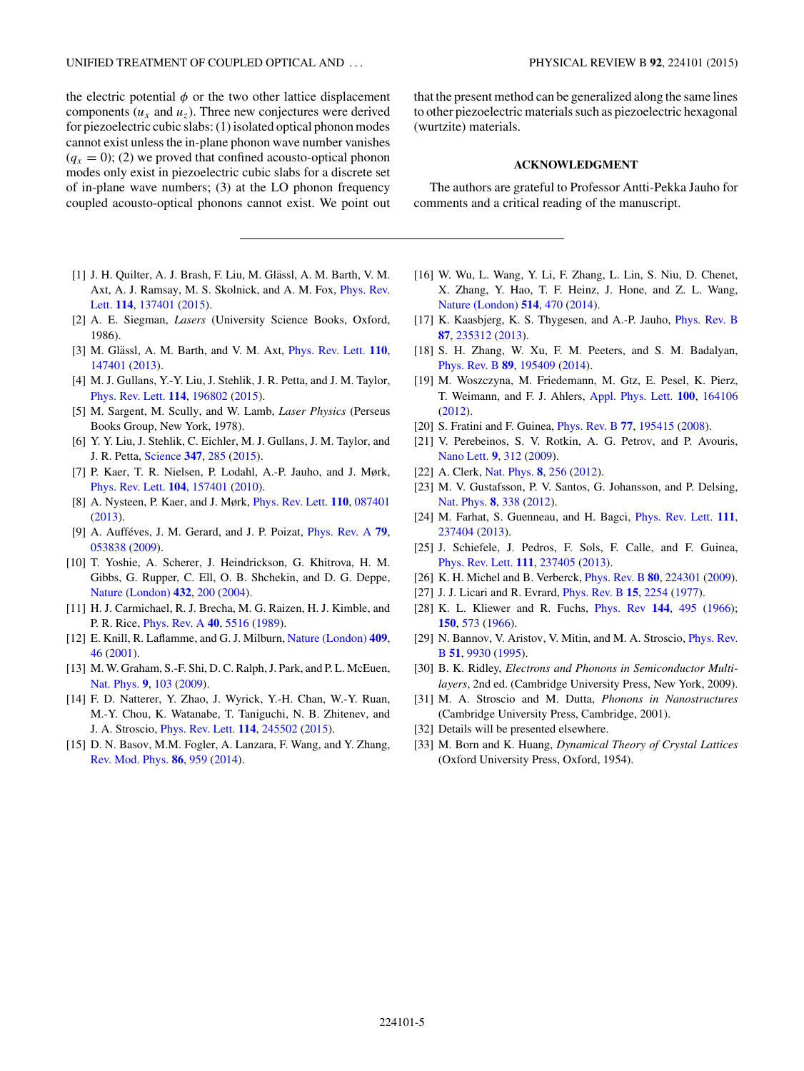the electric potential $\phi$ or the two other lattice displacement components ($u_x$ and $u_z$). Three new conjectures were derived for piezoelectric cubic slabs: (1) isolated optical phonon modes cannot exist unless the in-plane phonon wave number vanishes ($q_x = 0$); (2) we proved that confined acousto-optical phonon modes only exist in piezoelectric cubic slabs for a discrete set of in-plane wave numbers; (3) at the LO phonon frequency coupled acousto-optical phonons cannot exist. We point out that the present method can be generalized along the same lines to other piezoelectric materials such as piezoelectric hexagonal (wurtzite) materials.

## ACKNOWLEDGMENT

The authors are grateful to Professor Antti-Pekka Jauho for comments and a critical reading of the manuscript.

---

[1] J. H. Quilter, A. J. Brash, F. Liu, M. Glässl, A. M. Barth, V. M. Axt, A. J. Ramsay, M. S. Skolnick, and A. M. Fox, Phys. Rev. Lett. **114**, 137401 (2015).

[2] A. E. Siegman, *Lasers* (University Science Books, Oxford, 1986).

[3] M. Glässl, A. M. Barth, and V. M. Axt, Phys. Rev. Lett. **110**, 147401 (2013).

[4] M. J. Gullans, Y.-Y. Liu, J. Stehlik, J. R. Petta, and J. M. Taylor, Phys. Rev. Lett. **114**, 196802 (2015).

[5] M. Sargent, M. Scully, and W. Lamb, *Laser Physics* (Perseus Books Group, New York, 1978).

[6] Y. Y. Liu, J. Stehlik, C. Eichler, M. J. Gullans, J. M. Taylor, and J. R. Petta, Science **347**, 285 (2015).

[7] P. Kaer, T. R. Nielsen, P. Lodahl, A.-P. Jauho, and J. Mørk, Phys. Rev. Lett. **104**, 157401 (2010).

[8] A. Nysteen, P. Kaer, and J. Mørk, Phys. Rev. Lett. **110**, 087401 (2013).

[9] A. Aufféves, J. M. Gerard, and J. P. Poizat, Phys. Rev. A **79**, 053838 (2009).

[10] T. Yoshie, A. Scherer, J. Heindrickson, G. Khitrova, H. M. Gibbs, G. Rupper, C. Ell, O. B. Shchekin, and D. G. Deppe, Nature (London) **432**, 200 (2004).

[11] H. J. Carmichael, R. J. Brecha, M. G. Raizen, H. J. Kimble, and P. R. Rice, Phys. Rev. A **40**, 5516 (1989).

[12] E. Knill, R. Laflamme, and G. J. Milburn, Nature (London) **409**, 46 (2001).

[13] M. W. Graham, S.-F. Shi, D. C. Ralph, J. Park, and P. L. McEuen, Nat. Phys. **9**, 103 (2009).

[14] F. D. Natterer, Y. Zhao, J. Wyrick, Y.-H. Chan, W.-Y. Ruan, M.-Y. Chou, K. Watanabe, T. Taniguchi, N. B. Zhitenev, and J. A. Stroscio, Phys. Rev. Lett. **114**, 245502 (2015).

[15] D. N. Basov, M.M. Fogler, A. Lanzara, F. Wang, and Y. Zhang, Rev. Mod. Phys. **86**, 959 (2014).

[16] W. Wu, L. Wang, Y. Li, F. Zhang, L. Lin, S. Niu, D. Chenet, X. Zhang, Y. Hao, T. F. Heinz, J. Hone, and Z. L. Wang, Nature (London) **514**, 470 (2014).

[17] K. Kaasbjerg, K. S. Thygesen, and A.-P. Jauho, Phys. Rev. B **87**, 235312 (2013).

[18] S. H. Zhang, W. Xu, F. M. Peeters, and S. M. Badalyan, Phys. Rev. B **89**, 195409 (2014).

[19] M. Woszczyna, M. Friedemann, M. Gtz, E. Pesel, K. Pierz, T. Weimann, and F. J. Ahlers, Appl. Phys. Lett. **100**, 164106 (2012).

[20] S. Fratini and F. Guinea, Phys. Rev. B **77**, 195415 (2008).

[21] V. Perebeinos, S. V. Rotkin, A. G. Petrov, and P. Avouris, Nano Lett. **9**, 312 (2009).

[22] A. Clerk, Nat. Phys. **8**, 256 (2012).

[23] M. V. Gustafsson, P. V. Santos, G. Johansson, and P. Delsing, Nat. Phys. **8**, 338 (2012).

[24] M. Farhat, S. Guenneau, and H. Bagci, Phys. Rev. Lett. **111**, 237404 (2013).

[25] J. Schiefele, J. Pedros, F. Sols, F. Calle, and F. Guinea, Phys. Rev. Lett. **111**, 237405 (2013).

[26] K. H. Michel and B. Verberck, Phys. Rev. B **80**, 224301 (2009).

[27] J. J. Licari and R. Evrard, Phys. Rev. B **15**, 2254 (1977).

[28] K. L. Kliewer and R. Fuchs, Phys. Rev **144**, 495 (1966); **150**, 573 (1966).

[29] N. Bannov, V. Aristov, V. Mitin, and M. A. Stroscio, Phys. Rev. B **51**, 9930 (1995).

[30] B. K. Ridley, *Electrons and Phonons in Semiconductor Multilayers*, 2nd ed. (Cambridge University Press, New York, 2009).

[31] M. A. Stroscio and M. Dutta, *Phonons in Nanostructures* (Cambridge University Press, Cambridge, 2001).

[32] Details will be presented elsewhere.

[33] M. Born and K. Huang, *Dynamical Theory of Crystal Lattices* (Oxford University Press, Oxford, 1954).